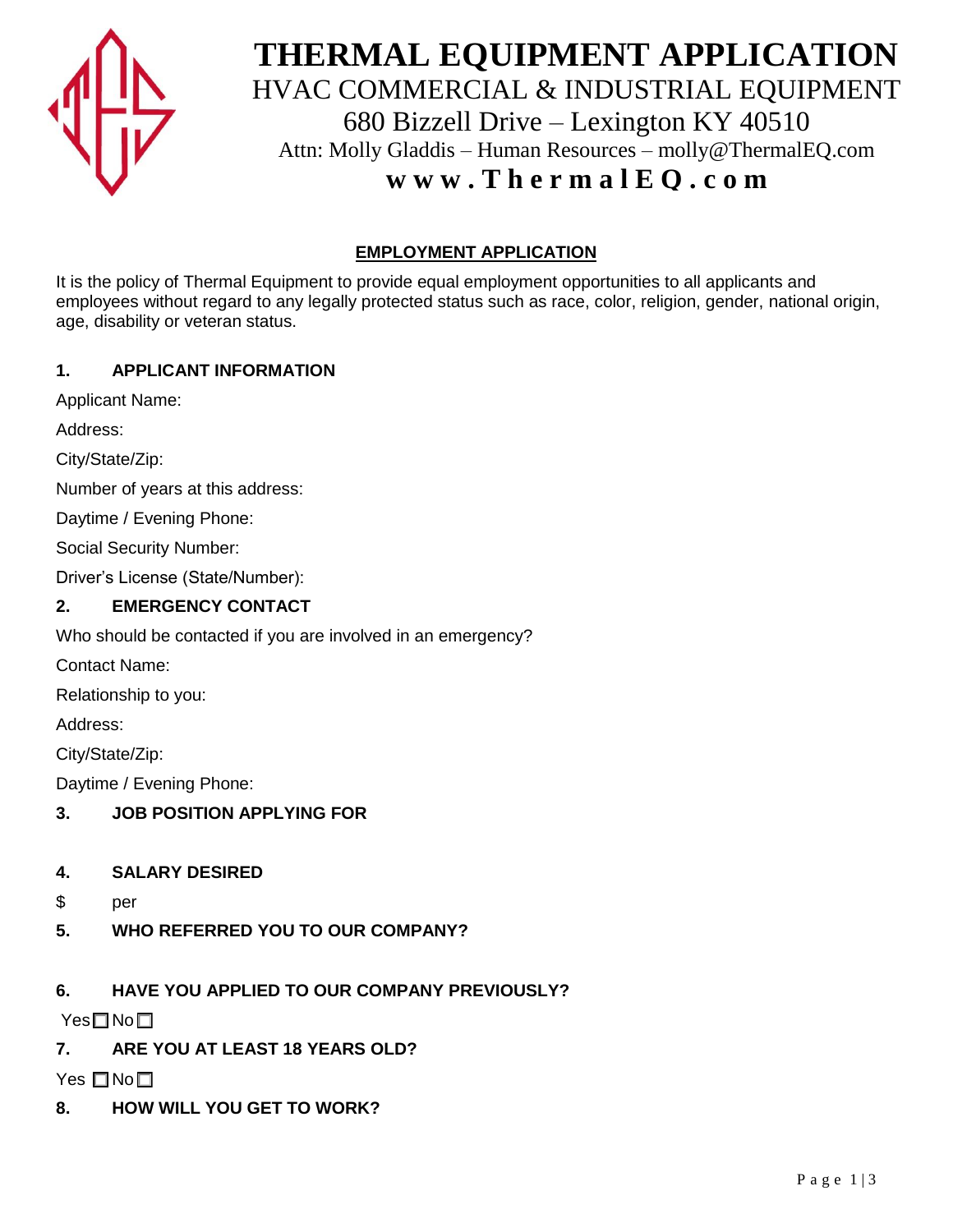# THERMAL EQUIPMENT APPLICATION

HVAC COMMERCIAL & INDUSTRIAL EQUIPMENT

680 Bizzell Drive – Lexington KY 40510

Attn: Molly Gladdis – Human Resources – molly@ThermalEQ.com

**www.ThermalEQ.com**

## EMPLOYMENT APPLICATION

It is the policy of Thermal Equipment to provide equal employment opportunities to all applicants and employees without regard to any legally protected status such as race, color, religion, gender, national origin, age, disability or veteran status.

### 1. APPLICANT INFORMATION

Applicant Name:

Address:

City/State/Zip:

Number of years at this address:

Daytime / Evening Phone:

Social Security Number:

Driver's License (State/Number):

### 2. EMERGENCY CONTACT

Who should be contacted if you are involved in an emergency?

Contact Name:

Relationship to you:

Address:

City/State/Zip:

Daytime / Evening Phone:

### 3. JOB POSITION APPLYING FOR

### 4. SALARY DESIRED

$ per

### 5. WHO REFERRED YOU TO OUR COMPANY?

### 6. HAVE YOU APPLIED TO OUR COMPANY PREVIOUSLY?

Yes ☐ No ☐

### 7. ARE YOU AT LEAST 18 YEARS OLD?

Yes ☐ No ☐

### 8. HOW WILL YOU GET TO WORK?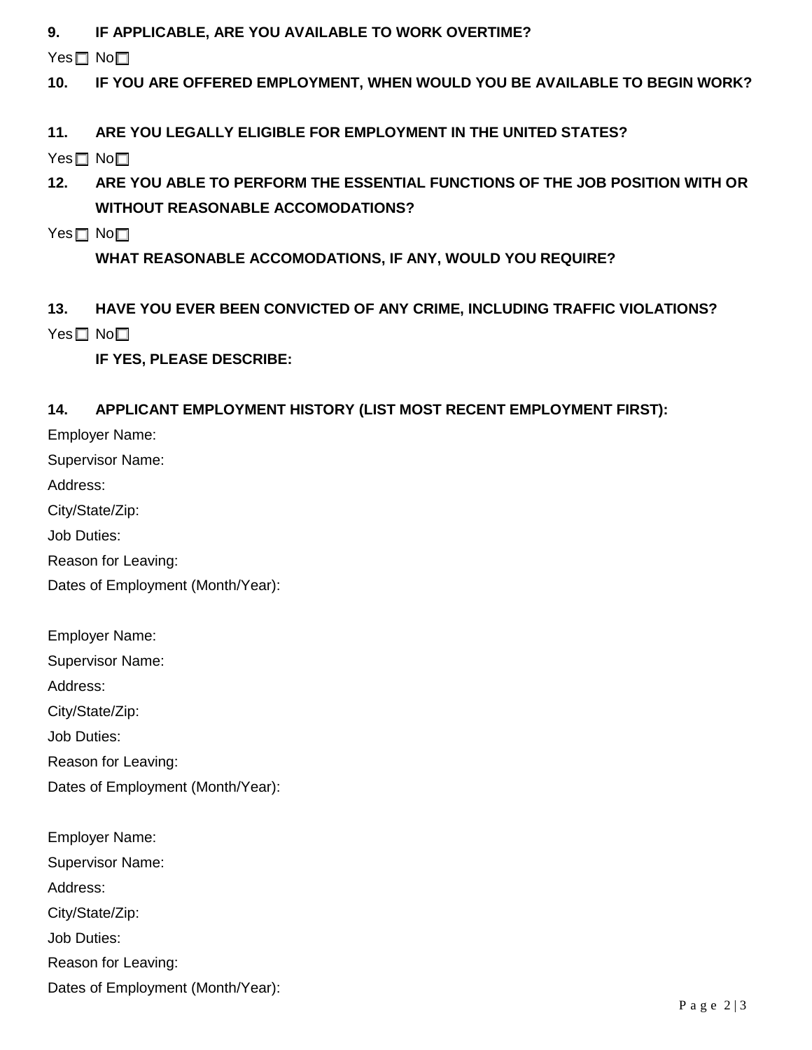**9. IF APPLICABLE, ARE YOU AVAILABLE TO WORK OVERTIME?**

Yes ☐ No ☐

**10. IF YOU ARE OFFERED EMPLOYMENT, WHEN WOULD YOU BE AVAILABLE TO BEGIN WORK?**

**11. ARE YOU LEGALLY ELIGIBLE FOR EMPLOYMENT IN THE UNITED STATES?**

Yes ☐ No ☐

**12. ARE YOU ABLE TO PERFORM THE ESSENTIAL FUNCTIONS OF THE JOB POSITION WITH OR WITHOUT REASONABLE ACCOMODATIONS?**

Yes ☐ No ☐

**WHAT REASONABLE ACCOMODATIONS, IF ANY, WOULD YOU REQUIRE?**

**13. HAVE YOU EVER BEEN CONVICTED OF ANY CRIME, INCLUDING TRAFFIC VIOLATIONS?**

Yes ☐ No ☐

**IF YES, PLEASE DESCRIBE:**

**14. APPLICANT EMPLOYMENT HISTORY (LIST MOST RECENT EMPLOYMENT FIRST):**

Employer Name:
Supervisor Name:
Address:
City/State/Zip:
Job Duties:
Reason for Leaving:
Dates of Employment (Month/Year):

Employer Name:
Supervisor Name:
Address:
City/State/Zip:
Job Duties:
Reason for Leaving:
Dates of Employment (Month/Year):

Employer Name:
Supervisor Name:
Address:
City/State/Zip:
Job Duties:
Reason for Leaving:
Dates of Employment (Month/Year):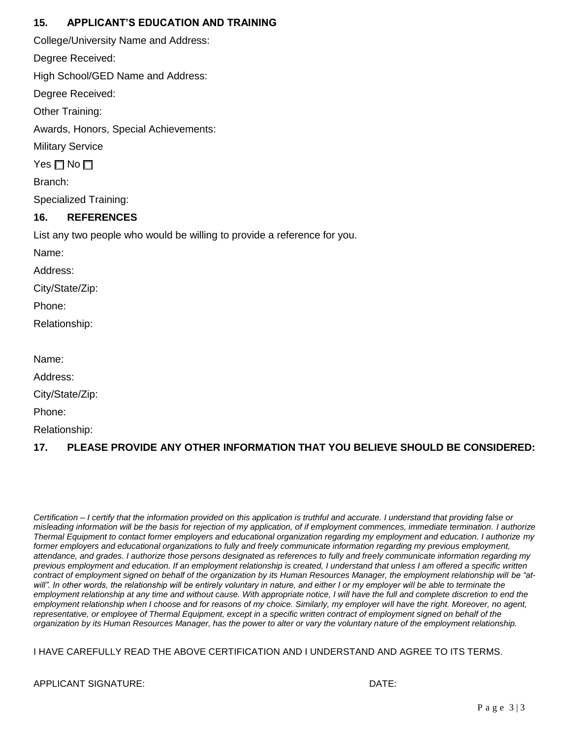## 15. APPLICANT'S EDUCATION AND TRAINING

College/University Name and Address:

Degree Received:

High School/GED Name and Address:

Degree Received:

Other Training:

Awards, Honors, Special Achievements:

Military Service

Yes ☐ No ☐

Branch:

Specialized Training:

## 16. REFERENCES

List any two people who would be willing to provide a reference for you.

Name:

Address:

City/State/Zip:

Phone:

Relationship:

Name:

Address:

City/State/Zip:

Phone:

Relationship:

## 17. PLEASE PROVIDE ANY OTHER INFORMATION THAT YOU BELIEVE SHOULD BE CONSIDERED:

*Certification – I certify that the information provided on this application is truthful and accurate. I understand that providing false or misleading information will be the basis for rejection of my application, of if employment commences, immediate termination. I authorize Thermal Equipment to contact former employers and educational organization regarding my employment and education. I authorize my former employers and educational organizations to fully and freely communicate information regarding my previous employment, attendance, and grades. I authorize those persons designated as references to fully and freely communicate information regarding my previous employment and education. If an employment relationship is created, I understand that unless I am offered a specific written contract of employment signed on behalf of the organization by its Human Resources Manager, the employment relationship will be "at-will". In other words, the relationship will be entirely voluntary in nature, and either I or my employer will be able to terminate the employment relationship at any time and without cause. With appropriate notice, I will have the full and complete discretion to end the employment relationship when I choose and for reasons of my choice. Similarly, my employer will have the right. Moreover, no agent, representative, or employee of Thermal Equipment, except in a specific written contract of employment signed on behalf of the organization by its Human Resources Manager, has the power to alter or vary the voluntary nature of the employment relationship.*

I HAVE CAREFULLY READ THE ABOVE CERTIFICATION AND I UNDERSTAND AND AGREE TO ITS TERMS.

APPLICANT SIGNATURE: DATE: